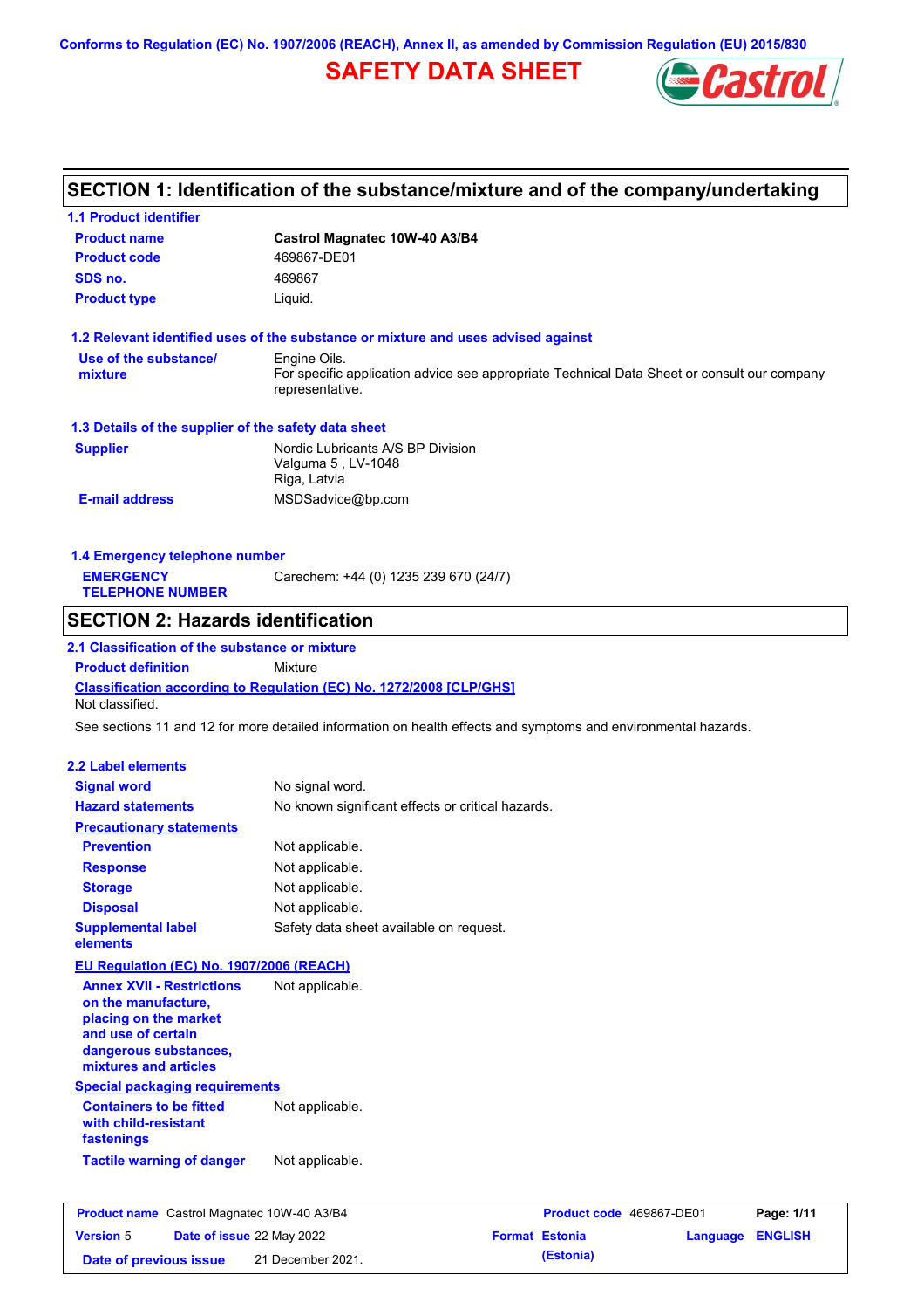Conforms to Regulation (EC) No. 1907/2006 (REACH), Annex II, as amended by Commission Regulation (EU) 2015/830

# SAFETY DATA SHEET

## SECTION 1: Identification of the substance/mixture and of the company/undertaking

### 1.1 Product identifier

| | |
|---|---|
| **Product name** | **Castrol Magnatec 10W-40 A3/B4** |
| **Product code** | 469867-DE01 |
| **SDS no.** | 469867 |
| **Product type** | Liquid. |

### 1.2 Relevant identified uses of the substance or mixture and uses advised against

| | |
|---|---|
| **Use of the substance/ mixture** | Engine Oils. For specific application advice see appropriate Technical Data Sheet or consult our company representative. |

### 1.3 Details of the supplier of the safety data sheet

| | |
|---|---|
| **Supplier** | Nordic Lubricants A/S BP Division<br>Valguma 5 , LV-1048<br>Riga, Latvia |
| **E-mail address** | MSDSadvice@bp.com |

### 1.4 Emergency telephone number

| | |
|---|---|
| **EMERGENCY TELEPHONE NUMBER** | Carechem: +44 (0) 1235 239 670 (24/7) |

## SECTION 2: Hazards identification

### 2.1 Classification of the substance or mixture

**Product definition** Mixture

**Classification according to Regulation (EC) No. 1272/2008 [CLP/GHS]**

Not classified.

See sections 11 and 12 for more detailed information on health effects and symptoms and environmental hazards.

### 2.2 Label elements

| | |
|---|---|
| **Signal word** | No signal word. |
| **Hazard statements** | No known significant effects or critical hazards. |

**Precautionary statements**

| | |
|---|---|
| **Prevention** | Not applicable. |
| **Response** | Not applicable. |
| **Storage** | Not applicable. |
| **Disposal** | Not applicable. |
| **Supplemental label elements** | Safety data sheet available on request. |

**EU Regulation (EC) No. 1907/2006 (REACH)**

| | |
|---|---|
| **Annex XVII - Restrictions on the manufacture, placing on the market and use of certain dangerous substances, mixtures and articles** | Not applicable. |

**Special packaging requirements**

| | |
|---|---|
| **Containers to be fitted with child-resistant fastenings** | Not applicable. |
| **Tactile warning of danger** | Not applicable. |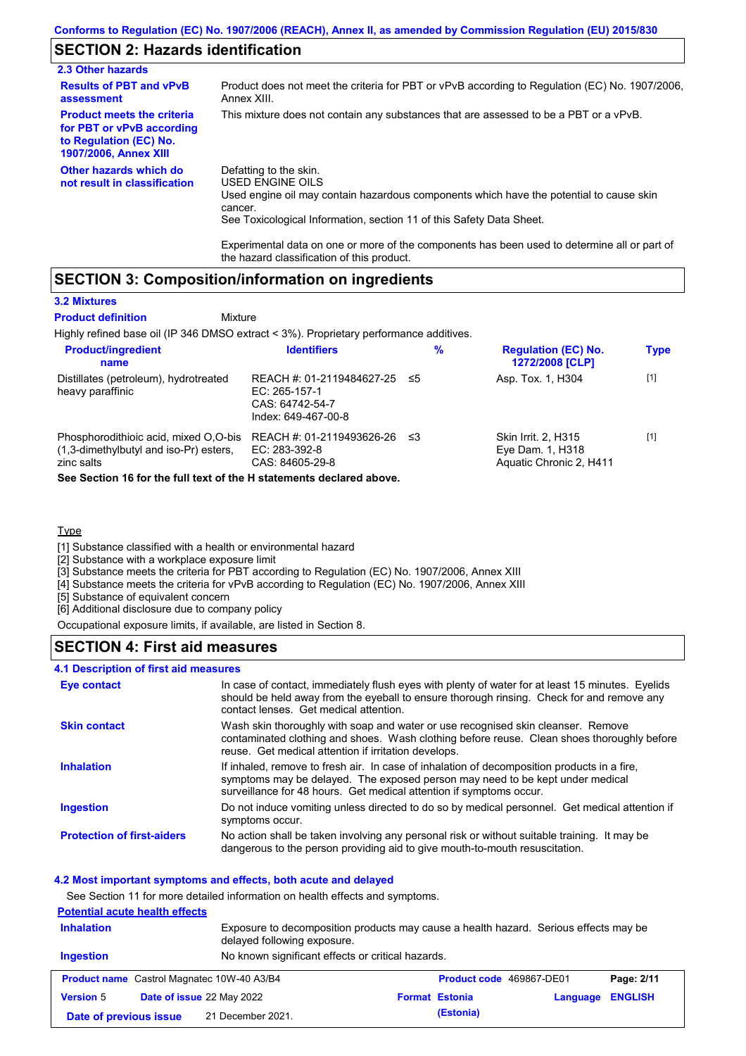Conforms to Regulation (EC) No. 1907/2006 (REACH), Annex II, as amended by Commission Regulation (EU) 2015/830

## SECTION 2: Hazards identification

### 2.3 Other hazards

| | |
|---|---|
| **Results of PBT and vPvB assessment** | Product does not meet the criteria for PBT or vPvB according to Regulation (EC) No. 1907/2006, Annex XIII. |
| **Product meets the criteria for PBT or vPvB according to Regulation (EC) No. 1907/2006, Annex XIII** | This mixture does not contain any substances that are assessed to be a PBT or a vPvB. |
| **Other hazards which do not result in classification** | Defatting to the skin.<br>USED ENGINE OILS<br>Used engine oil may contain hazardous components which have the potential to cause skin cancer.<br>See Toxicological Information, section 11 of this Safety Data Sheet.<br><br>Experimental data on one or more of the components has been used to determine all or part of the hazard classification of this product. |

## SECTION 3: Composition/information on ingredients

### 3.2 Mixtures

**Product definition** Mixture

Highly refined base oil (IP 346 DMSO extract < 3%). Proprietary performance additives.

| Product/ingredient name | Identifiers | % | Regulation (EC) No. 1272/2008 [CLP] | Type |
|---|---|---|---|---|
| Distillates (petroleum), hydrotreated heavy paraffinic | REACH #: 01-2119484627-25<br>EC: 265-157-1<br>CAS: 64742-54-7<br>Index: 649-467-00-8 | ≤5 | Asp. Tox. 1, H304 | [1] |
| Phosphorodithioic acid, mixed O,O-bis (1,3-dimethylbutyl and iso-Pr) esters, zinc salts | REACH #: 01-2119493626-26<br>EC: 283-392-8<br>CAS: 84605-29-8 | ≤3 | Skin Irrit. 2, H315<br>Eye Dam. 1, H318<br>Aquatic Chronic 2, H411 | [1] |

**See Section 16 for the full text of the H statements declared above.**

Type

[1] Substance classified with a health or environmental hazard
[2] Substance with a workplace exposure limit
[3] Substance meets the criteria for PBT according to Regulation (EC) No. 1907/2006, Annex XIII
[4] Substance meets the criteria for vPvB according to Regulation (EC) No. 1907/2006, Annex XIII
[5] Substance of equivalent concern
[6] Additional disclosure due to company policy

Occupational exposure limits, if available, are listed in Section 8.

## SECTION 4: First aid measures

### 4.1 Description of first aid measures

| | |
|---|---|
| **Eye contact** | In case of contact, immediately flush eyes with plenty of water for at least 15 minutes. Eyelids should be held away from the eyeball to ensure thorough rinsing. Check for and remove any contact lenses. Get medical attention. |
| **Skin contact** | Wash skin thoroughly with soap and water or use recognised skin cleanser. Remove contaminated clothing and shoes. Wash clothing before reuse. Clean shoes thoroughly before reuse. Get medical attention if irritation develops. |
| **Inhalation** | If inhaled, remove to fresh air. In case of inhalation of decomposition products in a fire, symptoms may be delayed. The exposed person may need to be kept under medical surveillance for 48 hours. Get medical attention if symptoms occur. |
| **Ingestion** | Do not induce vomiting unless directed to do so by medical personnel. Get medical attention if symptoms occur. |
| **Protection of first-aiders** | No action shall be taken involving any personal risk or without suitable training. It may be dangerous to the person providing aid to give mouth-to-mouth resuscitation. |

### 4.2 Most important symptoms and effects, both acute and delayed

See Section 11 for more detailed information on health effects and symptoms.

**Potential acute health effects**

| | |
|---|---|
| **Inhalation** | Exposure to decomposition products may cause a health hazard. Serious effects may be delayed following exposure. |
| **Ingestion** | No known significant effects or critical hazards. |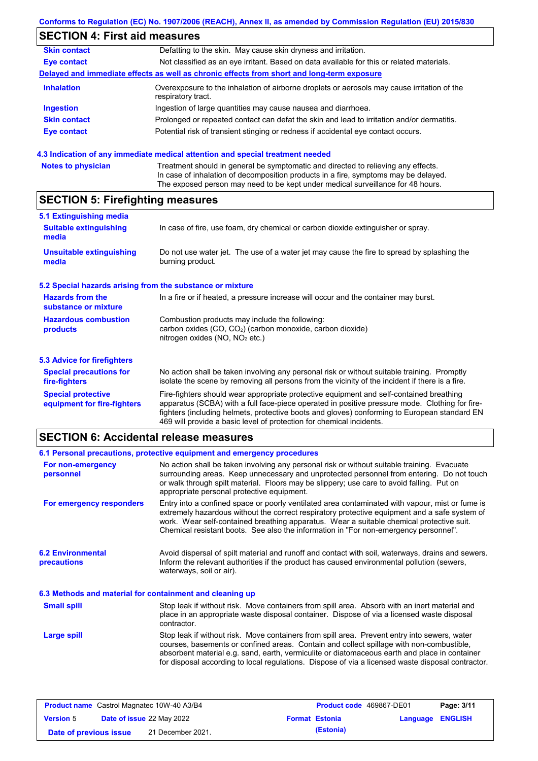## SECTION 4: First aid measures

| | |
|---|---|
| **Skin contact** | Defatting to the skin. May cause skin dryness and irritation. |
| **Eye contact** | Not classified as an eye irritant. Based on data available for this or related materials. |

**Delayed and immediate effects as well as chronic effects from short and long-term exposure**

| | |
|---|---|
| **Inhalation** | Overexposure to the inhalation of airborne droplets or aerosols may cause irritation of the respiratory tract. |
| **Ingestion** | Ingestion of large quantities may cause nausea and diarrhoea. |
| **Skin contact** | Prolonged or repeated contact can defat the skin and lead to irritation and/or dermatitis. |
| **Eye contact** | Potential risk of transient stinging or redness if accidental eye contact occurs. |

### 4.3 Indication of any immediate medical attention and special treatment needed

| | |
|---|---|
| **Notes to physician** | Treatment should in general be symptomatic and directed to relieving any effects. In case of inhalation of decomposition products in a fire, symptoms may be delayed. The exposed person may need to be kept under medical surveillance for 48 hours. |

## SECTION 5: Firefighting measures

### 5.1 Extinguishing media

| | |
|---|---|
| **Suitable extinguishing media** | In case of fire, use foam, dry chemical or carbon dioxide extinguisher or spray. |
| **Unsuitable extinguishing media** | Do not use water jet. The use of a water jet may cause the fire to spread by splashing the burning product. |

### 5.2 Special hazards arising from the substance or mixture

| | |
|---|---|
| **Hazards from the substance or mixture** | In a fire or if heated, a pressure increase will occur and the container may burst. |
| **Hazardous combustion products** | Combustion products may include the following: carbon oxides (CO, $CO_2$) (carbon monoxide, carbon dioxide) nitrogen oxides (NO, $NO_2$ etc.) |

### 5.3 Advice for firefighters

| | |
|---|---|
| **Special precautions for fire-fighters** | No action shall be taken involving any personal risk or without suitable training. Promptly isolate the scene by removing all persons from the vicinity of the incident if there is a fire. |
| **Special protective equipment for fire-fighters** | Fire-fighters should wear appropriate protective equipment and self-contained breathing apparatus (SCBA) with a full face-piece operated in positive pressure mode. Clothing for fire-fighters (including helmets, protective boots and gloves) conforming to European standard EN 469 will provide a basic level of protection for chemical incidents. |

## SECTION 6: Accidental release measures

### 6.1 Personal precautions, protective equipment and emergency procedures

| | |
|---|---|
| **For non-emergency personnel** | No action shall be taken involving any personal risk or without suitable training. Evacuate surrounding areas. Keep unnecessary and unprotected personnel from entering. Do not touch or walk through spilt material. Floors may be slippery; use care to avoid falling. Put on appropriate personal protective equipment. |
| **For emergency responders** | Entry into a confined space or poorly ventilated area contaminated with vapour, mist or fume is extremely hazardous without the correct respiratory protective equipment and a safe system of work. Wear self-contained breathing apparatus. Wear a suitable chemical protective suit. Chemical resistant boots. See also the information in "For non-emergency personnel". |

| | |
|---|---|
| **6.2 Environmental precautions** | Avoid dispersal of spilt material and runoff and contact with soil, waterways, drains and sewers. Inform the relevant authorities if the product has caused environmental pollution (sewers, waterways, soil or air). |

### 6.3 Methods and material for containment and cleaning up

| | |
|---|---|
| **Small spill** | Stop leak if without risk. Move containers from spill area. Absorb with an inert material and place in an appropriate waste disposal container. Dispose of via a licensed waste disposal contractor. |
| **Large spill** | Stop leak if without risk. Move containers from spill area. Prevent entry into sewers, water courses, basements or confined areas. Contain and collect spillage with non-combustible, absorbent material e.g. sand, earth, vermiculite or diatomaceous earth and place in container for disposal according to local regulations. Dispose of via a licensed waste disposal contractor. |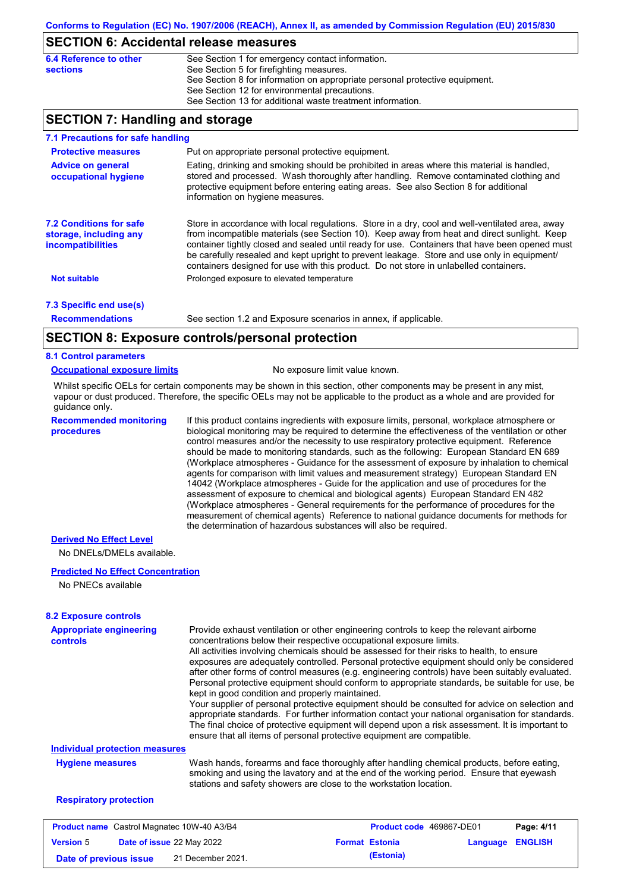## SECTION 6: Accidental release measures

**6.4 Reference to other sections**

See Section 1 for emergency contact information.
See Section 5 for firefighting measures.
See Section 8 for information on appropriate personal protective equipment.
See Section 12 for environmental precautions.
See Section 13 for additional waste treatment information.

## SECTION 7: Handling and storage

### 7.1 Precautions for safe handling

**Protective measures**

Put on appropriate personal protective equipment.

**Advice on general occupational hygiene**

Eating, drinking and smoking should be prohibited in areas where this material is handled, stored and processed. Wash thoroughly after handling. Remove contaminated clothing and protective equipment before entering eating areas. See also Section 8 for additional information on hygiene measures.

### 7.2 Conditions for safe storage, including any incompatibilities

Store in accordance with local regulations. Store in a dry, cool and well-ventilated area, away from incompatible materials (see Section 10). Keep away from heat and direct sunlight. Keep container tightly closed and sealed until ready for use. Containers that have been opened must be carefully resealed and kept upright to prevent leakage. Store and use only in equipment/ containers designed for use with this product. Do not store in unlabelled containers.

**Not suitable**

Prolonged exposure to elevated temperature

### 7.3 Specific end use(s)

**Recommendations**

See section 1.2 and Exposure scenarios in annex, if applicable.

## SECTION 8: Exposure controls/personal protection

### 8.1 Control parameters

**Occupational exposure limits**

No exposure limit value known.

Whilst specific OELs for certain components may be shown in this section, other components may be present in any mist, vapour or dust produced. Therefore, the specific OELs may not be applicable to the product as a whole and are provided for guidance only.

**Recommended monitoring procedures**

If this product contains ingredients with exposure limits, personal, workplace atmosphere or biological monitoring may be required to determine the effectiveness of the ventilation or other control measures and/or the necessity to use respiratory protective equipment. Reference should be made to monitoring standards, such as the following: European Standard EN 689 (Workplace atmospheres - Guidance for the assessment of exposure by inhalation to chemical agents for comparison with limit values and measurement strategy) European Standard EN 14042 (Workplace atmospheres - Guide for the application and use of procedures for the assessment of exposure to chemical and biological agents) European Standard EN 482 (Workplace atmospheres - General requirements for the performance of procedures for the measurement of chemical agents) Reference to national guidance documents for methods for the determination of hazardous substances will also be required.

**Derived No Effect Level**

No DNELs/DMELs available.

**Predicted No Effect Concentration**

No PNECs available

### 8.2 Exposure controls

**Appropriate engineering controls**

Provide exhaust ventilation or other engineering controls to keep the relevant airborne concentrations below their respective occupational exposure limits.
All activities involving chemicals should be assessed for their risks to health, to ensure exposures are adequately controlled. Personal protective equipment should only be considered after other forms of control measures (e.g. engineering controls) have been suitably evaluated. Personal protective equipment should conform to appropriate standards, be suitable for use, be kept in good condition and properly maintained.
Your supplier of personal protective equipment should be consulted for advice on selection and appropriate standards. For further information contact your national organisation for standards. The final choice of protective equipment will depend upon a risk assessment. It is important to ensure that all items of personal protective equipment are compatible.

**Individual protection measures**

**Hygiene measures**

Wash hands, forearms and face thoroughly after handling chemical products, before eating, smoking and using the lavatory and at the end of the working period. Ensure that eyewash stations and safety showers are close to the workstation location.

**Respiratory protection**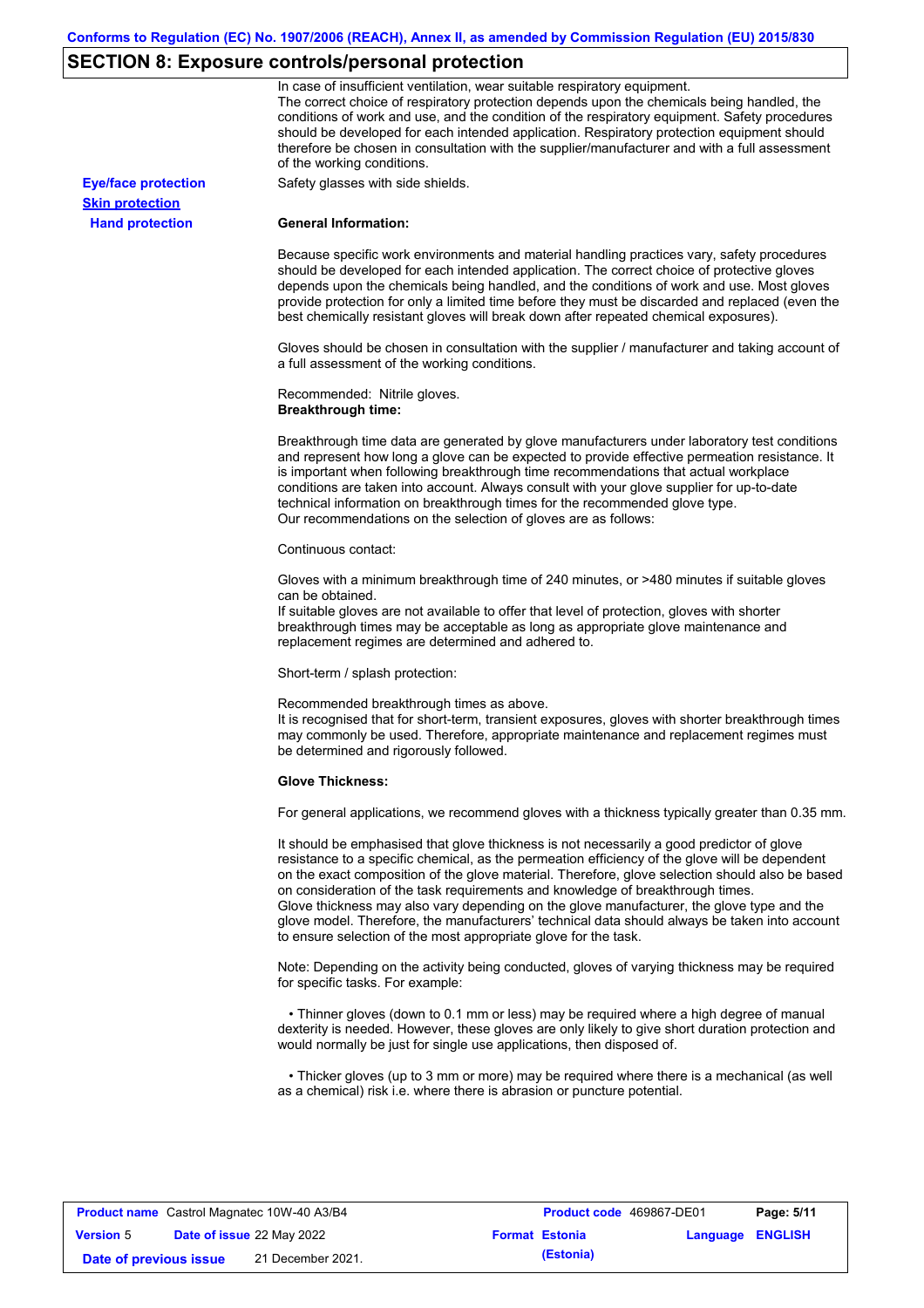## SECTION 8: Exposure controls/personal protection

In case of insufficient ventilation, wear suitable respiratory equipment.
The correct choice of respiratory protection depends upon the chemicals being handled, the conditions of work and use, and the condition of the respiratory equipment. Safety procedures should be developed for each intended application. Respiratory protection equipment should therefore be chosen in consultation with the supplier/manufacturer and with a full assessment of the working conditions.

**Eye/face protection** Safety glasses with side shields.

**Skin protection**

**Hand protection**

**General Information:**

Because specific work environments and material handling practices vary, safety procedures should be developed for each intended application. The correct choice of protective gloves depends upon the chemicals being handled, and the conditions of work and use. Most gloves provide protection for only a limited time before they must be discarded and replaced (even the best chemically resistant gloves will break down after repeated chemical exposures).

Gloves should be chosen in consultation with the supplier / manufacturer and taking account of a full assessment of the working conditions.

Recommended: Nitrile gloves.
**Breakthrough time:**

Breakthrough time data are generated by glove manufacturers under laboratory test conditions and represent how long a glove can be expected to provide effective permeation resistance. It is important when following breakthrough time recommendations that actual workplace conditions are taken into account. Always consult with your glove supplier for up-to-date technical information on breakthrough times for the recommended glove type.
Our recommendations on the selection of gloves are as follows:

Continuous contact:

Gloves with a minimum breakthrough time of 240 minutes, or >480 minutes if suitable gloves can be obtained.
If suitable gloves are not available to offer that level of protection, gloves with shorter breakthrough times may be acceptable as long as appropriate glove maintenance and replacement regimes are determined and adhered to.

Short-term / splash protection:

Recommended breakthrough times as above.
It is recognised that for short-term, transient exposures, gloves with shorter breakthrough times may commonly be used. Therefore, appropriate maintenance and replacement regimes must be determined and rigorously followed.

**Glove Thickness:**

For general applications, we recommend gloves with a thickness typically greater than 0.35 mm.

It should be emphasised that glove thickness is not necessarily a good predictor of glove resistance to a specific chemical, as the permeation efficiency of the glove will be dependent on the exact composition of the glove material. Therefore, glove selection should also be based on consideration of the task requirements and knowledge of breakthrough times.
Glove thickness may also vary depending on the glove manufacturer, the glove type and the glove model. Therefore, the manufacturers' technical data should always be taken into account to ensure selection of the most appropriate glove for the task.

Note: Depending on the activity being conducted, gloves of varying thickness may be required for specific tasks. For example:

- Thinner gloves (down to 0.1 mm or less) may be required where a high degree of manual dexterity is needed. However, these gloves are only likely to give short duration protection and would normally be just for single use applications, then disposed of.

- Thicker gloves (up to 3 mm or more) may be required where there is a mechanical (as well as a chemical) risk i.e. where there is abrasion or puncture potential.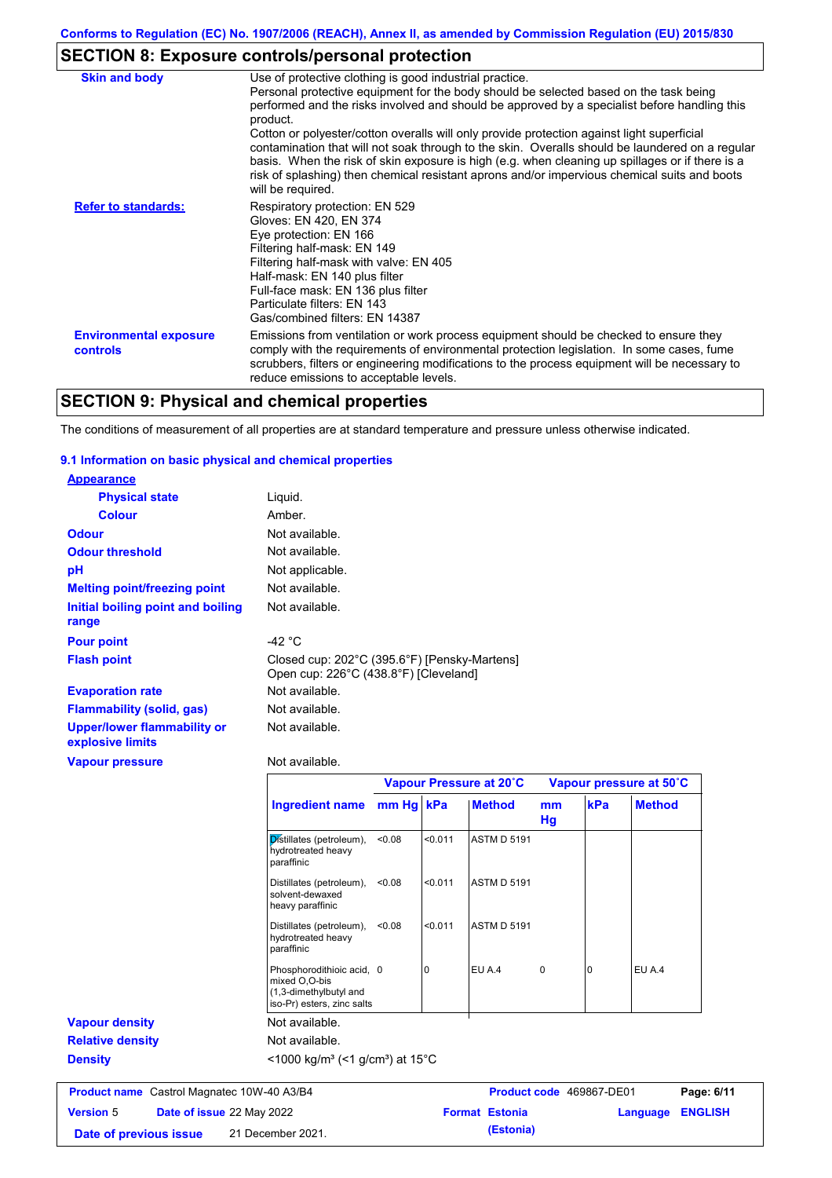## SECTION 8: Exposure controls/personal protection

| | |
|---|---|
| **Skin and body** | Use of protective clothing is good industrial practice. Personal protective equipment for the body should be selected based on the task being performed and the risks involved and should be approved by a specialist before handling this product. Cotton or polyester/cotton overalls will only provide protection against light superficial contamination that will not soak through to the skin. Overalls should be laundered on a regular basis. When the risk of skin exposure is high (e.g. when cleaning up spillages or if there is a risk of splashing) then chemical resistant aprons and/or impervious chemical suits and boots will be required. |
| **Refer to standards:** | Respiratory protection: EN 529<br>Gloves: EN 420, EN 374<br>Eye protection: EN 166<br>Filtering half-mask: EN 149<br>Filtering half-mask with valve: EN 405<br>Half-mask: EN 140 plus filter<br>Full-face mask: EN 136 plus filter<br>Particulate filters: EN 143<br>Gas/combined filters: EN 14387 |
| **Environmental exposure controls** | Emissions from ventilation or work process equipment should be checked to ensure they comply with the requirements of environmental protection legislation. In some cases, fume scrubbers, filters or engineering modifications to the process equipment will be necessary to reduce emissions to acceptable levels. |

## SECTION 9: Physical and chemical properties

The conditions of measurement of all properties are at standard temperature and pressure unless otherwise indicated.

### 9.1 Information on basic physical and chemical properties

**Appearance**

| | |
|---|---|
| **Physical state** | Liquid. |
| **Colour** | Amber. |
| **Odour** | Not available. |
| **Odour threshold** | Not available. |
| **pH** | Not applicable. |
| **Melting point/freezing point** | Not available. |
| **Initial boiling point and boiling range** | Not available. |
| **Pour point** | -42 °C |
| **Flash point** | Closed cup: 202°C (395.6°F) [Pensky-Martens]<br>Open cup: 226°C (438.8°F) [Cleveland] |
| **Evaporation rate** | Not available. |
| **Flammability (solid, gas)** | Not available. |
| **Upper/lower flammability or explosive limits** | Not available. |
| **Vapour pressure** | Not available. |

| | Vapour Pressure at 20˚C | | | Vapour pressure at 50˚C | | |
|---|---|---|---|---|---|---|
| **Ingredient name** | **mm Hg** | **kPa** | **Method** | **mm Hg** | **kPa** | **Method** |
| Distillates (petroleum), hydrotreated heavy paraffinic | <0.08 | <0.011 | ASTM D 5191 | | | |
| Distillates (petroleum), solvent-dewaxed heavy paraffinic | <0.08 | <0.011 | ASTM D 5191 | | | |
| Distillates (petroleum), hydrotreated heavy paraffinic | <0.08 | <0.011 | ASTM D 5191 | | | |
| Phosphorodithioic acid, mixed O,O-bis (1,3-dimethylbutyl and iso-Pr) esters, zinc salts | 0 | 0 | EU A.4 | 0 | 0 | EU A.4 |

| | |
|---|---|
| **Vapour density** | Not available. |
| **Relative density** | Not available. |
| **Density** | <1000 kg/m³ (<1 g/cm³) at 15°C |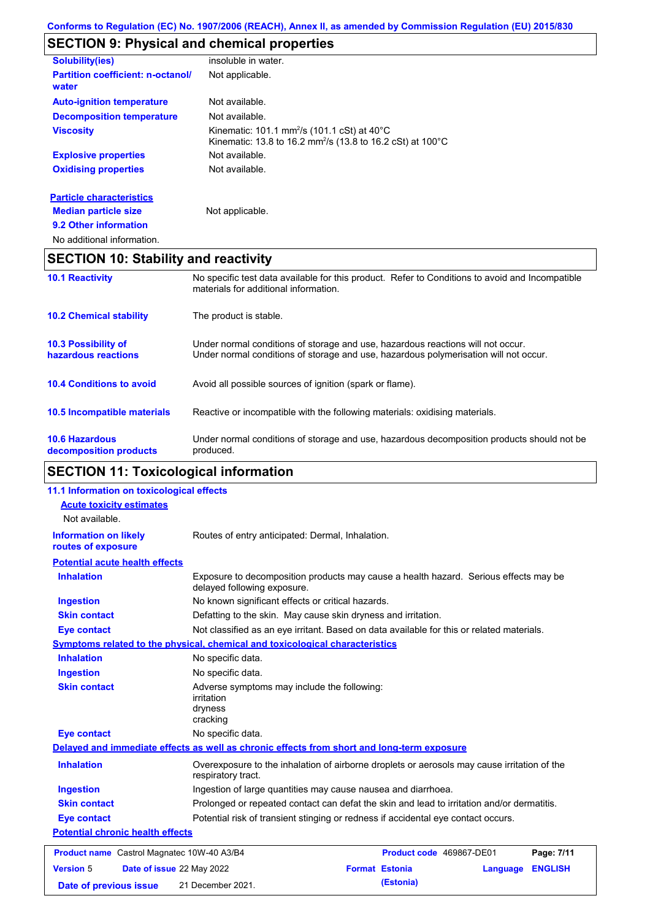## SECTION 9: Physical and chemical properties

| | |
|---|---|
| **Solubility(ies)** | insoluble in water. |
| **Partition coefficient: n-octanol/ water** | Not applicable. |
| **Auto-ignition temperature** | Not available. |
| **Decomposition temperature** | Not available. |
| **Viscosity** | Kinematic: 101.1 $mm^2/s$ (101.1 cSt) at 40°C<br>Kinematic: 13.8 to 16.2 $mm^2/s$ (13.8 to 16.2 cSt) at 100°C |
| **Explosive properties** | Not available. |
| **Oxidising properties** | Not available. |

**Particle characteristics**

| | |
|---|---|
| **Median particle size** | Not applicable. |

**9.2 Other information**

No additional information.

## SECTION 10: Stability and reactivity

| | |
|---|---|
| **10.1 Reactivity** | No specific test data available for this product. Refer to Conditions to avoid and Incompatible materials for additional information. |
| **10.2 Chemical stability** | The product is stable. |
| **10.3 Possibility of hazardous reactions** | Under normal conditions of storage and use, hazardous reactions will not occur.<br>Under normal conditions of storage and use, hazardous polymerisation will not occur. |
| **10.4 Conditions to avoid** | Avoid all possible sources of ignition (spark or flame). |
| **10.5 Incompatible materials** | Reactive or incompatible with the following materials: oxidising materials. |
| **10.6 Hazardous decomposition products** | Under normal conditions of storage and use, hazardous decomposition products should not be produced. |

## SECTION 11: Toxicological information

**11.1 Information on toxicological effects**

**Acute toxicity estimates**

Not available.

| | |
|---|---|
| **Information on likely routes of exposure** | Routes of entry anticipated: Dermal, Inhalation. |

**Potential acute health effects**

| | |
|---|---|
| **Inhalation** | Exposure to decomposition products may cause a health hazard. Serious effects may be delayed following exposure. |
| **Ingestion** | No known significant effects or critical hazards. |
| **Skin contact** | Defatting to the skin. May cause skin dryness and irritation. |
| **Eye contact** | Not classified as an eye irritant. Based on data available for this or related materials. |

**Symptoms related to the physical, chemical and toxicological characteristics**

| | |
|---|---|
| **Inhalation** | No specific data. |
| **Ingestion** | No specific data. |
| **Skin contact** | Adverse symptoms may include the following:<br>irritation<br>dryness<br>cracking |
| **Eye contact** | No specific data. |

**Delayed and immediate effects as well as chronic effects from short and long-term exposure**

| | |
|---|---|
| **Inhalation** | Overexposure to the inhalation of airborne droplets or aerosols may cause irritation of the respiratory tract. |
| **Ingestion** | Ingestion of large quantities may cause nausea and diarrhoea. |
| **Skin contact** | Prolonged or repeated contact can defat the skin and lead to irritation and/or dermatitis. |
| **Eye contact** | Potential risk of transient stinging or redness if accidental eye contact occurs. |

**Potential chronic health effects**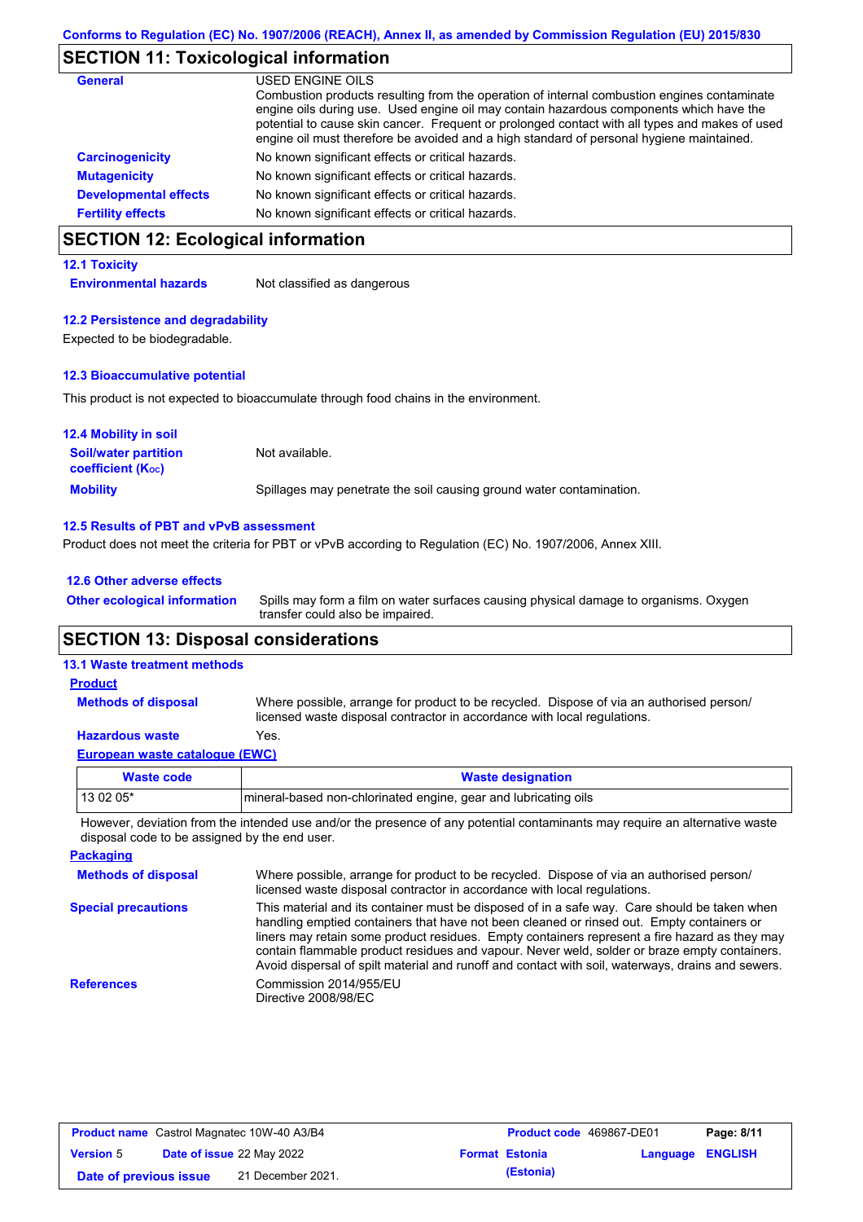## SECTION 11: Toxicological information

**General**

USED ENGINE OILS
Combustion products resulting from the operation of internal combustion engines contaminate engine oils during use. Used engine oil may contain hazardous components which have the potential to cause skin cancer. Frequent or prolonged contact with all types and makes of used engine oil must therefore be avoided and a high standard of personal hygiene maintained.

**Carcinogenicity** No known significant effects or critical hazards.

**Mutagenicity** No known significant effects or critical hazards.

**Developmental effects** No known significant effects or critical hazards.

**Fertility effects** No known significant effects or critical hazards.

## SECTION 12: Ecological information

### 12.1 Toxicity

**Environmental hazards** Not classified as dangerous

### 12.2 Persistence and degradability

Expected to be biodegradable.

### 12.3 Bioaccumulative potential

This product is not expected to bioaccumulate through food chains in the environment.

### 12.4 Mobility in soil

**Soil/water partition coefficient ($K_{OC}$)** Not available.

**Mobility** Spillages may penetrate the soil causing ground water contamination.

### 12.5 Results of PBT and vPvB assessment

Product does not meet the criteria for PBT or vPvB according to Regulation (EC) No. 1907/2006, Annex XIII.

### 12.6 Other adverse effects

**Other ecological information** Spills may form a film on water surfaces causing physical damage to organisms. Oxygen transfer could also be impaired.

## SECTION 13: Disposal considerations

### 13.1 Waste treatment methods

**Product**

**Methods of disposal** Where possible, arrange for product to be recycled. Dispose of via an authorised person/ licensed waste disposal contractor in accordance with local regulations.

**Hazardous waste** Yes.

**European waste catalogue (EWC)**

| Waste code | Waste designation |
|---|---|
| 13 02 05* | mineral-based non-chlorinated engine, gear and lubricating oils |

However, deviation from the intended use and/or the presence of any potential contaminants may require an alternative waste disposal code to be assigned by the end user.

**Packaging**

**Methods of disposal** Where possible, arrange for product to be recycled. Dispose of via an authorised person/ licensed waste disposal contractor in accordance with local regulations.

**Special precautions** This material and its container must be disposed of in a safe way. Care should be taken when handling emptied containers that have not been cleaned or rinsed out. Empty containers or liners may retain some product residues. Empty containers represent a fire hazard as they may contain flammable product residues and vapour. Never weld, solder or braze empty containers. Avoid dispersal of spilt material and runoff and contact with soil, waterways, drains and sewers.

**References** Commission 2014/955/EU
Directive 2008/98/EC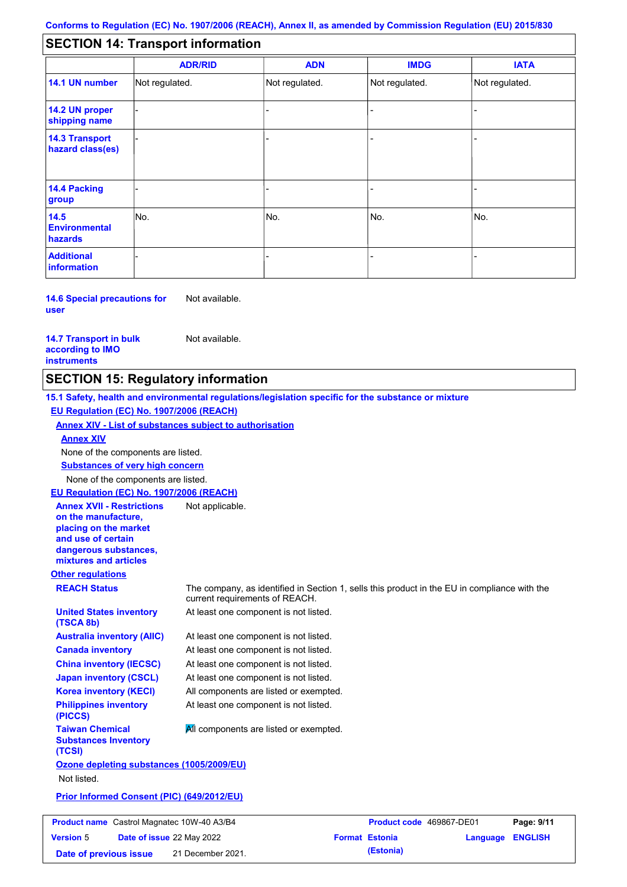## SECTION 14: Transport information

| | ADR/RID | ADN | IMDG | IATA |
|---|---|---|---|---|
| **14.1 UN number** | Not regulated. | Not regulated. | Not regulated. | Not regulated. |
| **14.2 UN proper shipping name** | - | - | - | - |
| **14.3 Transport hazard class(es)** | - | - | - | - |
| **14.4 Packing group** | - | - | - | - |
| **14.5 Environmental hazards** | No. | No. | No. | No. |
| **Additional information** | - | - | - | - |

**14.6 Special precautions for user** Not available.

**14.7 Transport in bulk according to IMO instruments** Not available.

## SECTION 15: Regulatory information

**15.1 Safety, health and environmental regulations/legislation specific for the substance or mixture**

**EU Regulation (EC) No. 1907/2006 (REACH)**

**Annex XIV - List of substances subject to authorisation**

**Annex XIV**

None of the components are listed.

**Substances of very high concern**

None of the components are listed.

**EU Regulation (EC) No. 1907/2006 (REACH)**

**Annex XVII - Restrictions on the manufacture, placing on the market and use of certain dangerous substances, mixtures and articles** Not applicable.

**Other regulations**

**REACH Status** The company, as identified in Section 1, sells this product in the EU in compliance with the current requirements of REACH.

**United States inventory (TSCA 8b)** At least one component is not listed.

**Australia inventory (AIIC)** At least one component is not listed.

**Canada inventory** At least one component is not listed.

**China inventory (IECSC)** At least one component is not listed.

**Japan inventory (CSCL)** At least one component is not listed.

**Korea inventory (KECI)** All components are listed or exempted.

**Philippines inventory (PICCS)** At least one component is not listed.

**Taiwan Chemical Substances Inventory (TCSI)** All components are listed or exempted.

**Ozone depleting substances (1005/2009/EU)**

Not listed.

**Prior Informed Consent (PIC) (649/2012/EU)**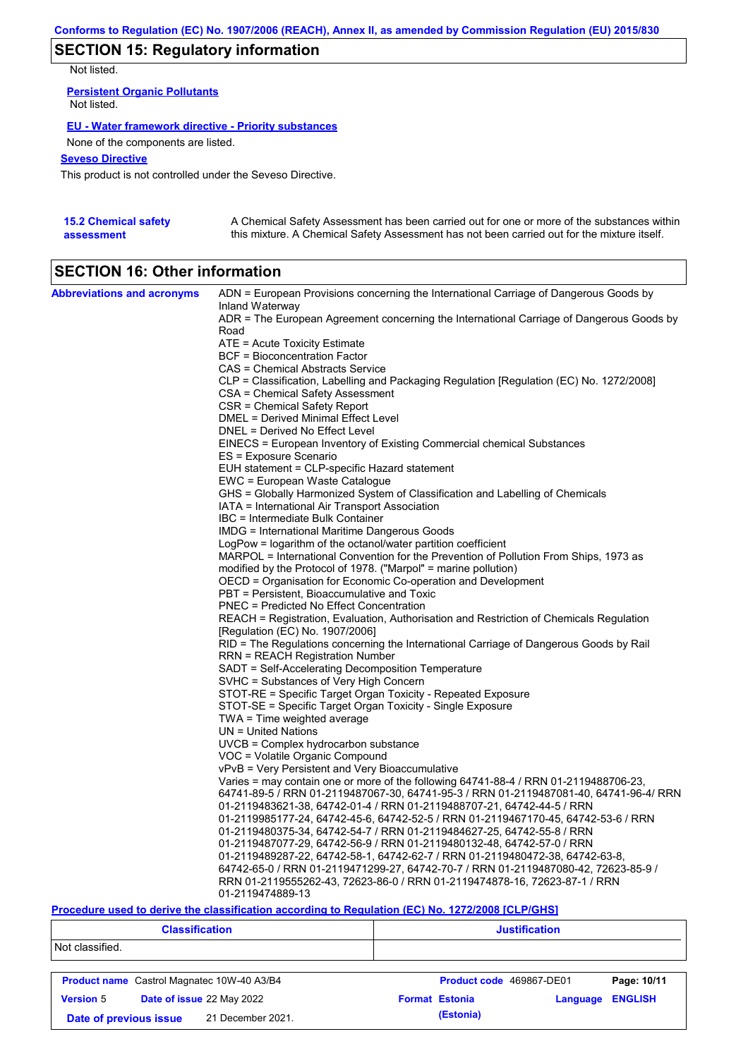## SECTION 15: Regulatory information

Not listed.

**Persistent Organic Pollutants**

Not listed.

**EU - Water framework directive - Priority substances**

None of the components are listed.

**Seveso Directive**

This product is not controlled under the Seveso Directive.

**15.2 Chemical safety assessment**

A Chemical Safety Assessment has been carried out for one or more of the substances within this mixture. A Chemical Safety Assessment has not been carried out for the mixture itself.

## SECTION 16: Other information

**Abbreviations and acronyms**

ADN = European Provisions concerning the International Carriage of Dangerous Goods by Inland Waterway
ADR = The European Agreement concerning the International Carriage of Dangerous Goods by Road
ATE = Acute Toxicity Estimate
BCF = Bioconcentration Factor
CAS = Chemical Abstracts Service
CLP = Classification, Labelling and Packaging Regulation [Regulation (EC) No. 1272/2008]
CSA = Chemical Safety Assessment
CSR = Chemical Safety Report
DMEL = Derived Minimal Effect Level
DNEL = Derived No Effect Level
EINECS = European Inventory of Existing Commercial chemical Substances
ES = Exposure Scenario
EUH statement = CLP-specific Hazard statement
EWC = European Waste Catalogue
GHS = Globally Harmonized System of Classification and Labelling of Chemicals
IATA = International Air Transport Association
IBC = Intermediate Bulk Container
IMDG = International Maritime Dangerous Goods
LogPow = logarithm of the octanol/water partition coefficient
MARPOL = International Convention for the Prevention of Pollution From Ships, 1973 as modified by the Protocol of 1978. ("Marpol" = marine pollution)
OECD = Organisation for Economic Co-operation and Development
PBT = Persistent, Bioaccumulative and Toxic
PNEC = Predicted No Effect Concentration
REACH = Registration, Evaluation, Authorisation and Restriction of Chemicals Regulation [Regulation (EC) No. 1907/2006]
RID = The Regulations concerning the International Carriage of Dangerous Goods by Rail
RRN = REACH Registration Number
SADT = Self-Accelerating Decomposition Temperature
SVHC = Substances of Very High Concern
STOT-RE = Specific Target Organ Toxicity - Repeated Exposure
STOT-SE = Specific Target Organ Toxicity - Single Exposure
TWA = Time weighted average
UN = United Nations
UVCB = Complex hydrocarbon substance
VOC = Volatile Organic Compound
vPvB = Very Persistent and Very Bioaccumulative
Varies = may contain one or more of the following 64741-88-4 / RRN 01-2119488706-23, 64741-89-5 / RRN 01-2119487067-30, 64741-95-3 / RRN 01-2119487081-40, 64741-96-4/ RRN 01-2119483621-38, 64742-01-4 / RRN 01-2119488707-21, 64742-44-5 / RRN 01-2119985177-24, 64742-45-6, 64742-52-5 / RRN 01-2119467170-45, 64742-53-6 / RRN 01-2119480375-34, 64742-54-7 / RRN 01-2119484627-25, 64742-55-8 / RRN 01-2119487077-29, 64742-56-9 / RRN 01-2119480132-48, 64742-57-0 / RRN 01-2119489287-22, 64742-58-1, 64742-62-7 / RRN 01-2119480472-38, 64742-63-8, 64742-65-0 / RRN 01-2119471299-27, 64742-70-7 / RRN 01-2119487080-42, 72623-85-9 / RRN 01-2119555262-43, 72623-86-0 / RRN 01-2119474878-16, 72623-87-1 / RRN 01-2119474889-13

**Procedure used to derive the classification according to Regulation (EC) No. 1272/2008 [CLP/GHS]**

| Classification | Justification |
| --- | --- |
| Not classified. | |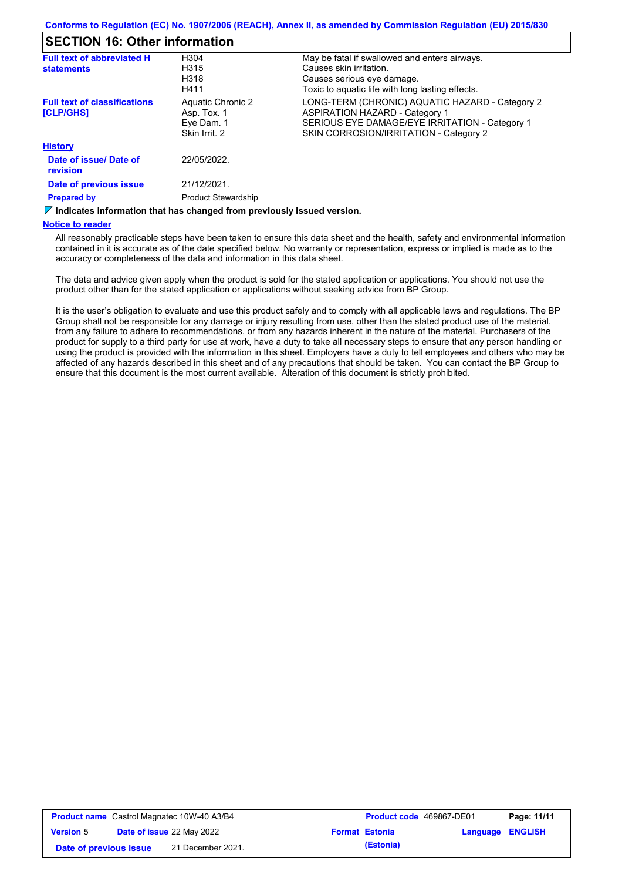## SECTION 16: Other information

| | | |
|---|---|---|
| **Full text of abbreviated H statements** | H304 | May be fatal if swallowed and enters airways. |
| | H315 | Causes skin irritation. |
| | H318 | Causes serious eye damage. |
| | H411 | Toxic to aquatic life with long lasting effects. |
| **Full text of classifications [CLP/GHS]** | Aquatic Chronic 2 | LONG-TERM (CHRONIC) AQUATIC HAZARD - Category 2 |
| | Asp. Tox. 1 | ASPIRATION HAZARD - Category 1 |
| | Eye Dam. 1 | SERIOUS EYE DAMAGE/EYE IRRITATION - Category 1 |
| | Skin Irrit. 2 | SKIN CORROSION/IRRITATION - Category 2 |

**History**

| | |
|---|---|
| **Date of issue/ Date of revision** | 22/05/2022. |
| **Date of previous issue** | 21/12/2021. |
| **Prepared by** | Product Stewardship |

**Indicates information that has changed from previously issued version.**

**Notice to reader**

All reasonably practicable steps have been taken to ensure this data sheet and the health, safety and environmental information contained in it is accurate as of the date specified below. No warranty or representation, express or implied is made as to the accuracy or completeness of the data and information in this data sheet.

The data and advice given apply when the product is sold for the stated application or applications. You should not use the product other than for the stated application or applications without seeking advice from BP Group.

It is the user's obligation to evaluate and use this product safely and to comply with all applicable laws and regulations. The BP Group shall not be responsible for any damage or injury resulting from use, other than the stated product use of the material, from any failure to adhere to recommendations, or from any hazards inherent in the nature of the material. Purchasers of the product for supply to a third party for use at work, have a duty to take all necessary steps to ensure that any person handling or using the product is provided with the information in this sheet. Employers have a duty to tell employees and others who may be affected of any hazards described in this sheet and of any precautions that should be taken. You can contact the BP Group to ensure that this document is the most current available. Alteration of this document is strictly prohibited.